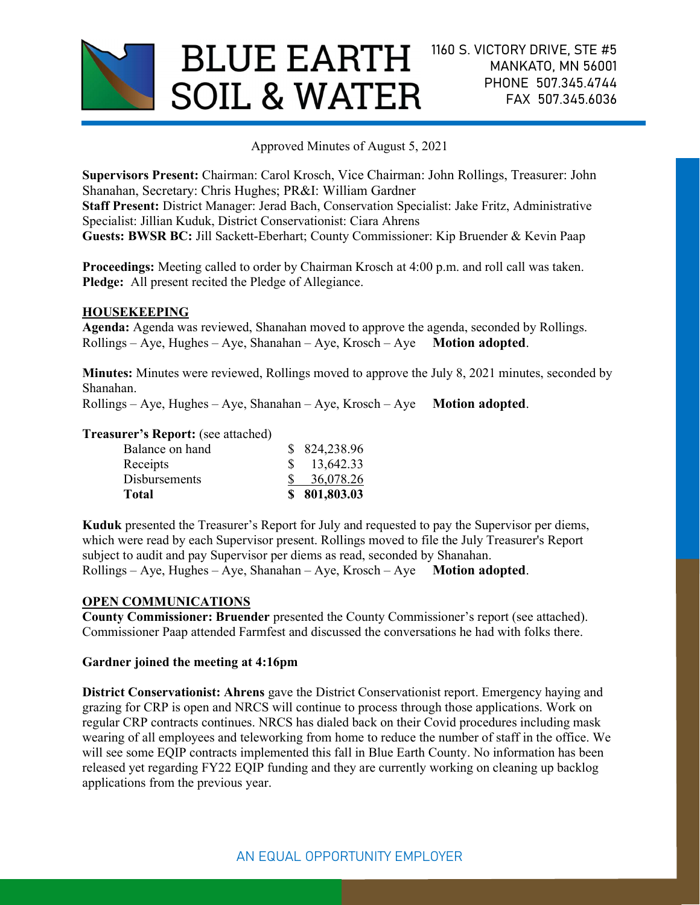# BLUE EARTH SOIL & WATER

1160 S. VICTORY DRIVE, STE #5
MANKATO, MN 56001
PHONE 507.345.4744
FAX 507.345.6036

Approved Minutes of August 5, 2021

**Supervisors Present:** Chairman: Carol Krosch, Vice Chairman: John Rollings, Treasurer: John Shanahan, Secretary: Chris Hughes; PR&I: William Gardner
**Staff Present:** District Manager: Jerad Bach, Conservation Specialist: Jake Fritz, Administrative Specialist: Jillian Kuduk, District Conservationist: Ciara Ahrens
**Guests: BWSR BC:** Jill Sackett-Eberhart; County Commissioner: Kip Bruender & Kevin Paap

**Proceedings:** Meeting called to order by Chairman Krosch at 4:00 p.m. and roll call was taken.
**Pledge:** All present recited the Pledge of Allegiance.

## HOUSEKEEPING

**Agenda:** Agenda was reviewed, Shanahan moved to approve the agenda, seconded by Rollings.
Rollings – Aye, Hughes – Aye, Shanahan – Aye, Krosch – Aye **Motion adopted**.

**Minutes:** Minutes were reviewed, Rollings moved to approve the July 8, 2021 minutes, seconded by Shanahan.
Rollings – Aye, Hughes – Aye, Shanahan – Aye, Krosch – Aye **Motion adopted**.

**Treasurer's Report:** (see attached)

| | |
|---|---|
| Balance on hand | $ 824,238.96 |
| Receipts | $ 13,642.33 |
| Disbursements | $ 36,078.26 |
| **Total** | **$ 801,803.03** |

**Kuduk** presented the Treasurer's Report for July and requested to pay the Supervisor per diems, which were read by each Supervisor present. Rollings moved to file the July Treasurer's Report subject to audit and pay Supervisor per diems as read, seconded by Shanahan.
Rollings – Aye, Hughes – Aye, Shanahan – Aye, Krosch – Aye **Motion adopted**.

## OPEN COMMUNICATIONS

**County Commissioner: Bruender** presented the County Commissioner's report (see attached). Commissioner Paap attended Farmfest and discussed the conversations he had with folks there.

**Gardner joined the meeting at 4:16pm**

**District Conservationist: Ahrens** gave the District Conservationist report. Emergency haying and grazing for CRP is open and NRCS will continue to process through those applications. Work on regular CRP contracts continues. NRCS has dialed back on their Covid procedures including mask wearing of all employees and teleworking from home to reduce the number of staff in the office. We will see some EQIP contracts implemented this fall in Blue Earth County. No information has been released yet regarding FY22 EQIP funding and they are currently working on cleaning up backlog applications from the previous year.

AN EQUAL OPPORTUNITY EMPLOYER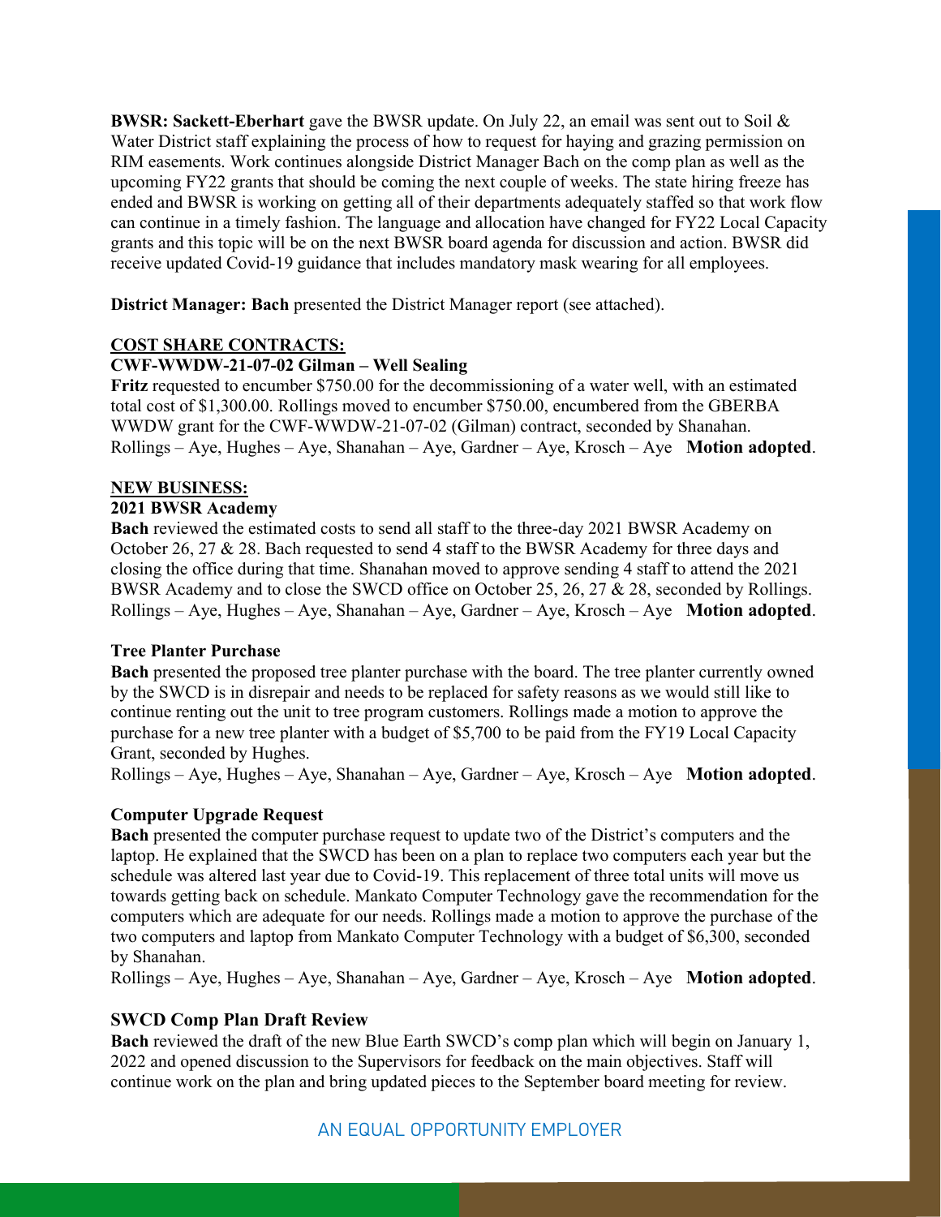**BWSR: Sackett-Eberhart** gave the BWSR update. On July 22, an email was sent out to Soil & Water District staff explaining the process of how to request for haying and grazing permission on RIM easements. Work continues alongside District Manager Bach on the comp plan as well as the upcoming FY22 grants that should be coming the next couple of weeks. The state hiring freeze has ended and BWSR is working on getting all of their departments adequately staffed so that work flow can continue in a timely fashion. The language and allocation have changed for FY22 Local Capacity grants and this topic will be on the next BWSR board agenda for discussion and action. BWSR did receive updated Covid-19 guidance that includes mandatory mask wearing for all employees.

**District Manager: Bach** presented the District Manager report (see attached).

## COST SHARE CONTRACTS:

### CWF-WWDW-21-07-02 Gilman – Well Sealing

**Fritz** requested to encumber $750.00 for the decommissioning of a water well, with an estimated total cost of $1,300.00. Rollings moved to encumber $750.00, encumbered from the GBERBA WWDW grant for the CWF-WWDW-21-07-02 (Gilman) contract, seconded by Shanahan.
Rollings – Aye, Hughes – Aye, Shanahan – Aye, Gardner – Aye, Krosch – Aye **Motion adopted**.

## NEW BUSINESS:

### 2021 BWSR Academy

**Bach** reviewed the estimated costs to send all staff to the three-day 2021 BWSR Academy on October 26, 27 & 28. Bach requested to send 4 staff to the BWSR Academy for three days and closing the office during that time. Shanahan moved to approve sending 4 staff to attend the 2021 BWSR Academy and to close the SWCD office on October 25, 26, 27 & 28, seconded by Rollings.
Rollings – Aye, Hughes – Aye, Shanahan – Aye, Gardner – Aye, Krosch – Aye **Motion adopted**.

### Tree Planter Purchase

**Bach** presented the proposed tree planter purchase with the board. The tree planter currently owned by the SWCD is in disrepair and needs to be replaced for safety reasons as we would still like to continue renting out the unit to tree program customers. Rollings made a motion to approve the purchase for a new tree planter with a budget of $5,700 to be paid from the FY19 Local Capacity Grant, seconded by Hughes.
Rollings – Aye, Hughes – Aye, Shanahan – Aye, Gardner – Aye, Krosch – Aye **Motion adopted**.

### Computer Upgrade Request

**Bach** presented the computer purchase request to update two of the District's computers and the laptop. He explained that the SWCD has been on a plan to replace two computers each year but the schedule was altered last year due to Covid-19. This replacement of three total units will move us towards getting back on schedule. Mankato Computer Technology gave the recommendation for the computers which are adequate for our needs. Rollings made a motion to approve the purchase of the two computers and laptop from Mankato Computer Technology with a budget of $6,300, seconded by Shanahan.
Rollings – Aye, Hughes – Aye, Shanahan – Aye, Gardner – Aye, Krosch – Aye **Motion adopted**.

### SWCD Comp Plan Draft Review

**Bach** reviewed the draft of the new Blue Earth SWCD's comp plan which will begin on January 1, 2022 and opened discussion to the Supervisors for feedback on the main objectives. Staff will continue work on the plan and bring updated pieces to the September board meeting for review.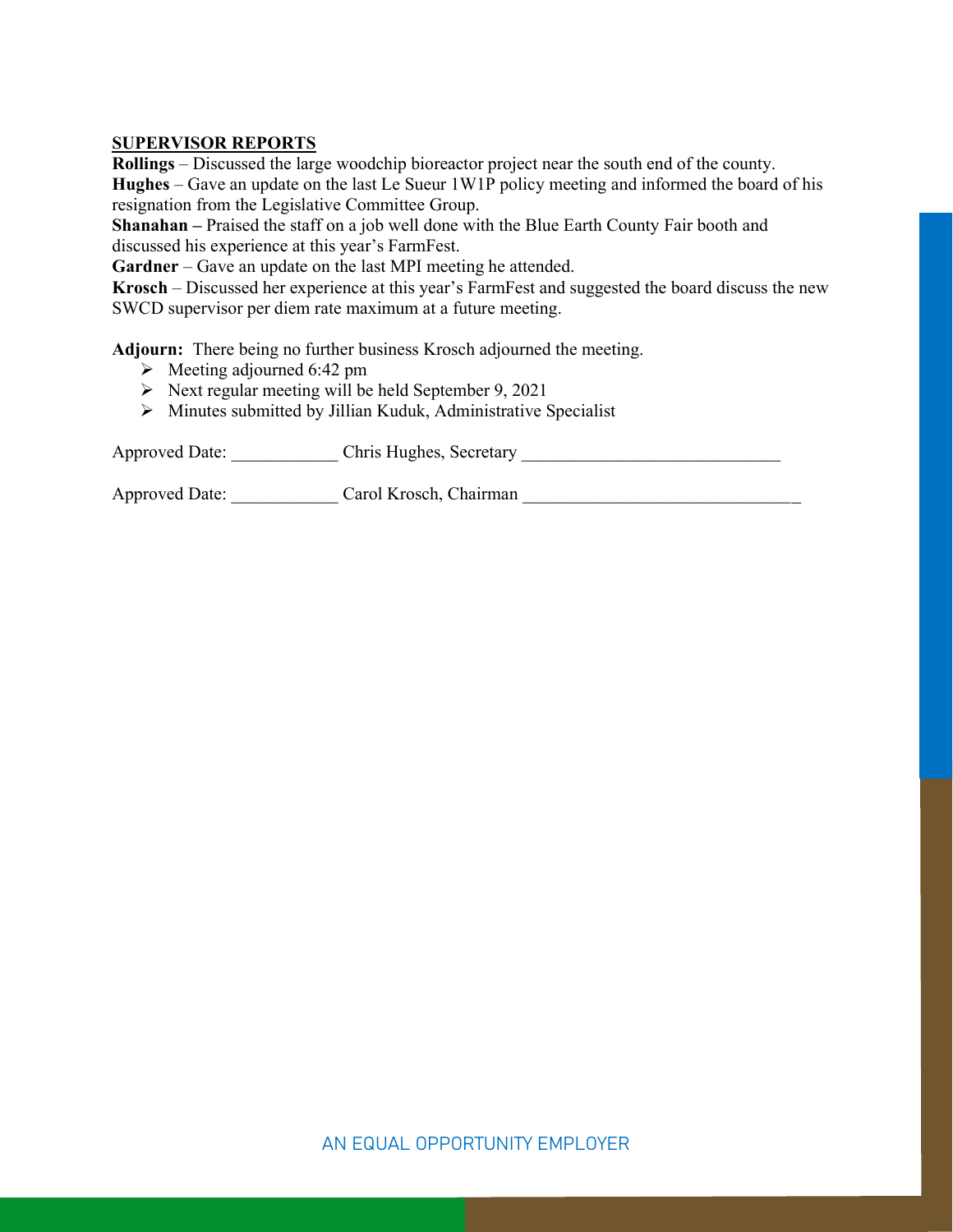**SUPERVISOR REPORTS**

**Rollings** – Discussed the large woodchip bioreactor project near the south end of the county.
**Hughes** – Gave an update on the last Le Sueur 1W1P policy meeting and informed the board of his resignation from the Legislative Committee Group.
**Shanahan –** Praised the staff on a job well done with the Blue Earth County Fair booth and discussed his experience at this year's FarmFest.
**Gardner** – Gave an update on the last MPI meeting he attended.
**Krosch** – Discussed her experience at this year's FarmFest and suggested the board discuss the new SWCD supervisor per diem rate maximum at a future meeting.

**Adjourn:** There being no further business Krosch adjourned the meeting.

- Meeting adjourned 6:42 pm
- Next regular meeting will be held September 9, 2021
- Minutes submitted by Jillian Kuduk, Administrative Specialist

Approved Date: ____________ Chris Hughes, Secretary _____________________________

Approved Date: ____________ Carol Krosch, Chairman _______________________________

AN EQUAL OPPORTUNITY EMPLOYER